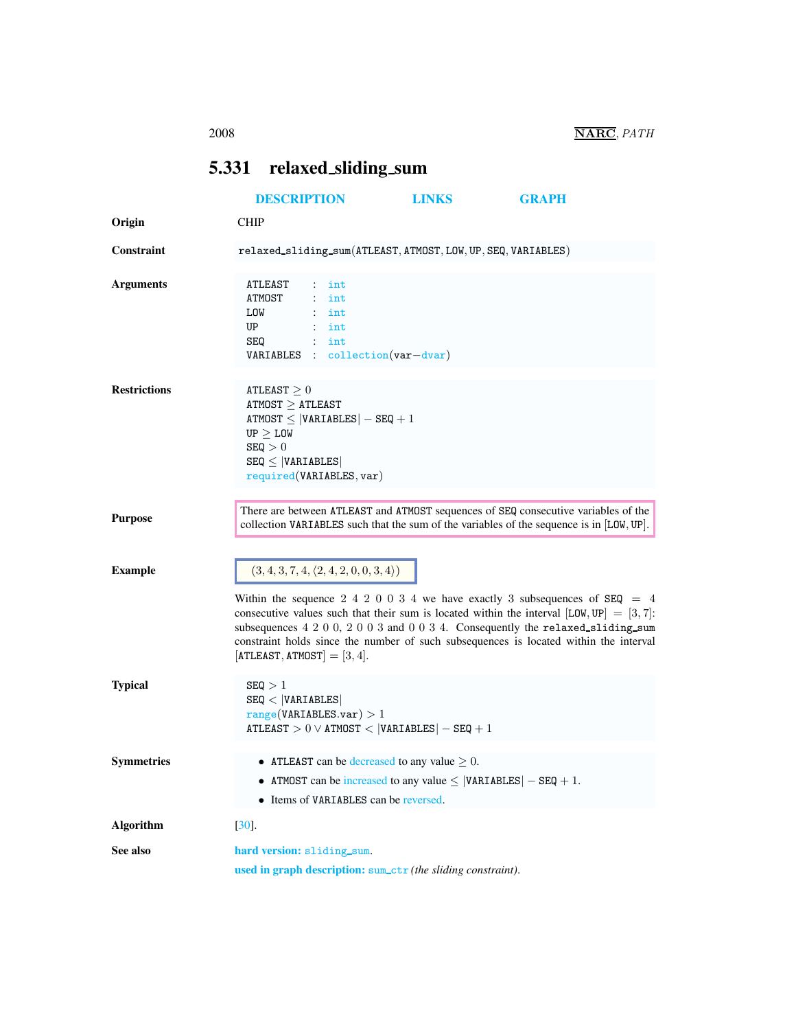## 5.331 relaxed_sliding_sum

DESCRIPTION LINKS GRAPH

**Origin** CHIP

**Constraint** relaxed_sliding_sum(ATLEAST, ATMOST, LOW, UP, SEQ, VARIABLES)

**Arguments**

```
ATLEAST   : int
ATMOST    : int
LOW       : int
UP        : int
SEQ       : int
VARIABLES : collection(var-dvar)
```

**Restrictions**

$\texttt{ATLEAST} \geq 0$
$\texttt{ATMOST} \geq \texttt{ATLEAST}$
$\texttt{ATMOST} \leq |\texttt{VARIABLES}| - \texttt{SEQ} + 1$
$\texttt{UP} \geq \texttt{LOW}$
$\texttt{SEQ} > 0$
$\texttt{SEQ} \leq |\texttt{VARIABLES}|$
required(VARIABLES, var)

**Purpose**

There are between ATLEAST and ATMOST sequences of SEQ consecutive variables of the collection VARIABLES such that the sum of the variables of the sequence is in [LOW, UP].

**Example**

$(3, 4, 3, 7, 4, \langle 2, 4, 2, 0, 0, 3, 4 \rangle)$

Within the sequence 2 4 2 0 0 3 4 we have exactly 3 subsequences of SEQ $=$ 4 consecutive values such that their sum is located within the interval $[\texttt{LOW}, \texttt{UP}] = [3, 7]$: subsequences 4 2 0 0, 2 0 0 3 and 0 0 3 4. Consequently the relaxed_sliding_sum constraint holds since the number of such subsequences is located within the interval $[\texttt{ATLEAST}, \texttt{ATMOST}] = [3, 4]$.

**Typical**

$\texttt{SEQ} > 1$
$\texttt{SEQ} < |\texttt{VARIABLES}|$
range(VARIABLES.var) $> 1$
$\texttt{ATLEAST} > 0 \vee \texttt{ATMOST} < |\texttt{VARIABLES}| - \texttt{SEQ} + 1$

**Symmetries**

- ATLEAST can be decreased to any value $\geq 0$.
- ATMOST can be increased to any value $\leq |\texttt{VARIABLES}| - \texttt{SEQ} + 1$.
- Items of VARIABLES can be reversed.

**Algorithm** [30].

**See also** **hard version:** sliding_sum.

**used in graph description:** sum_ctr *(the sliding constraint)*.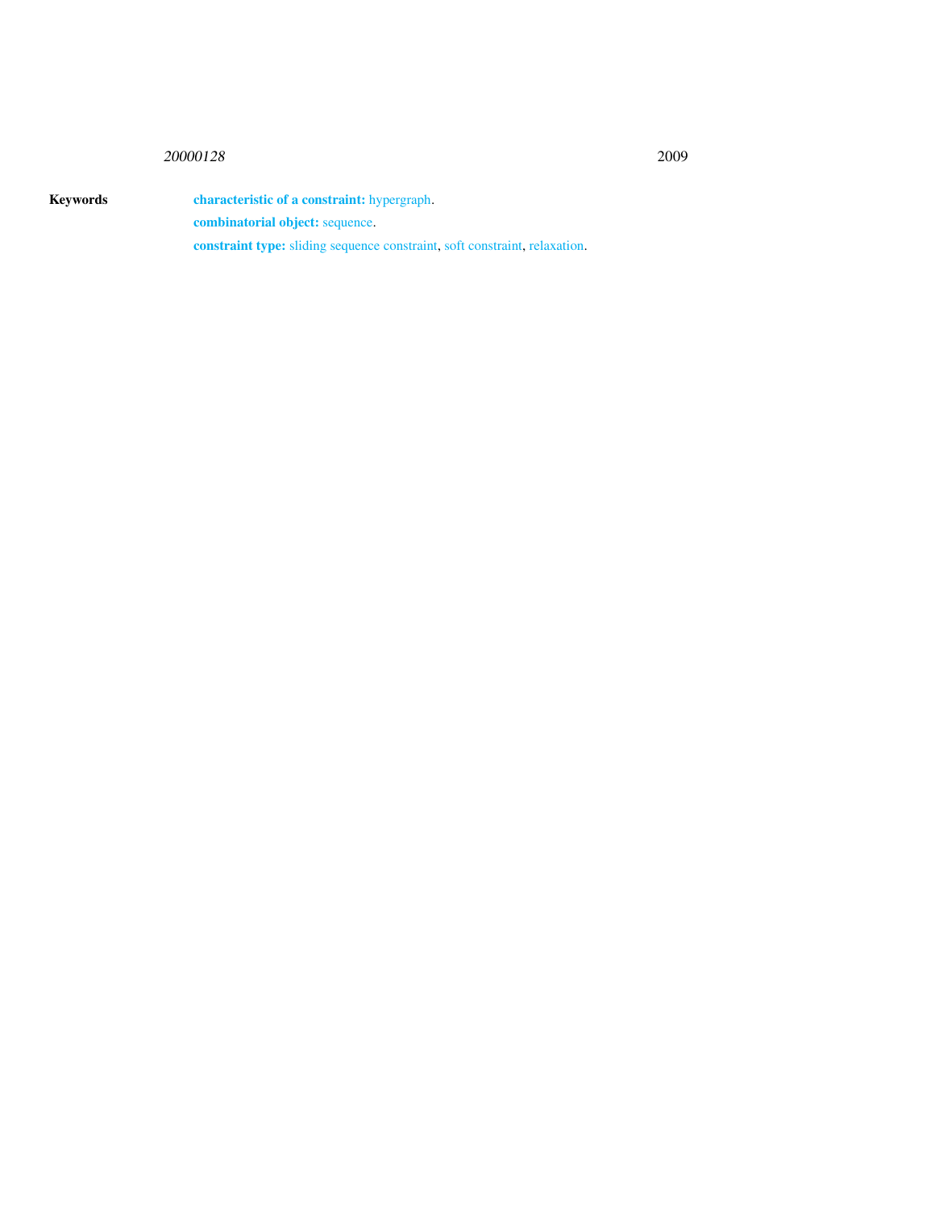**Keywords**

**characteristic of a constraint:** hypergraph.

**combinatorial object:** sequence.

**constraint type:** sliding sequence constraint, soft constraint, relaxation.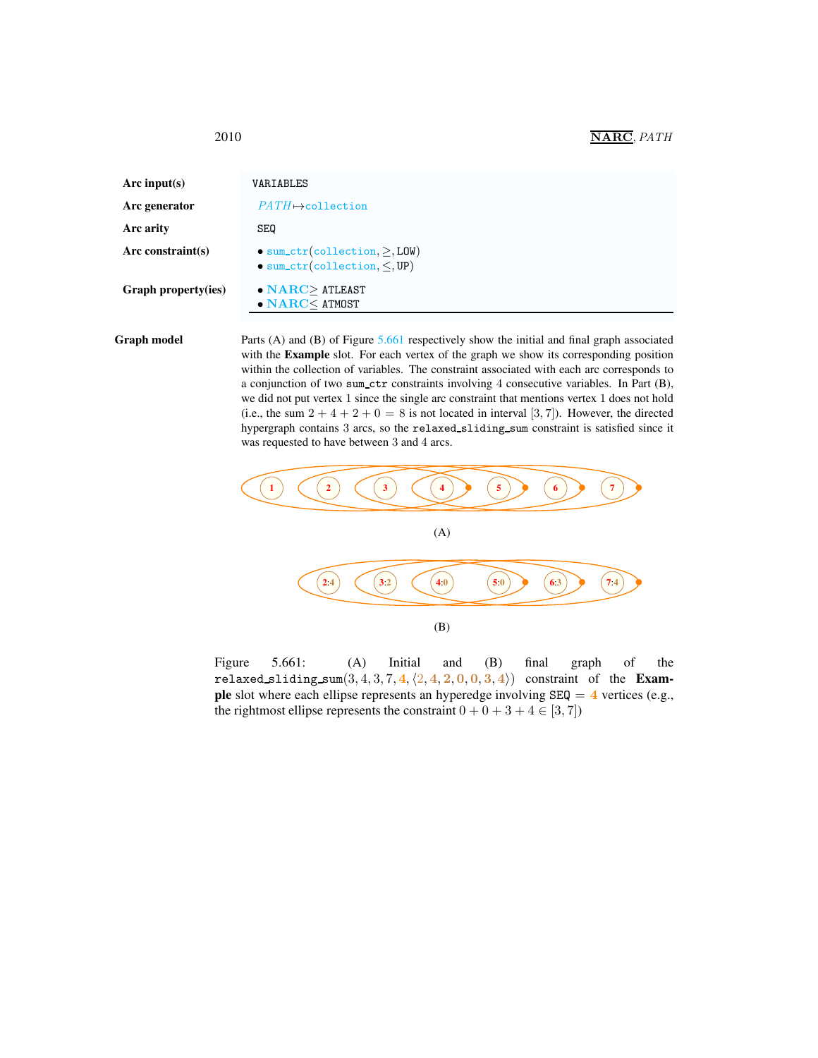| | |
|---|---|
| **Arc input(s)** | VARIABLES |
| **Arc generator** | *PATH* ↦ collection |
| **Arc arity** | SEQ |
| **Arc constraint(s)** | • sum_ctr(collection, ≥, LOW)<br>• sum_ctr(collection, ≤, UP) |
| **Graph property(ies)** | • **NARC** ≥ ATLEAST<br>• **NARC** ≤ ATMOST |

**Graph model**

Parts (A) and (B) of Figure 5.661 respectively show the initial and final graph associated with the **Example** slot. For each vertex of the graph we show its corresponding position within the collection of variables. The constraint associated with each arc corresponds to a conjunction of two sum_ctr constraints involving 4 consecutive variables. In Part (B), we did not put vertex 1 since the single arc constraint that mentions vertex 1 does not hold (i.e., the sum $2 + 4 + 2 + 0 = 8$ is not located in interval $[3, 7]$). However, the directed hypergraph contains 3 arcs, so the relaxed_sliding_sum constraint is satisfied since it was requested to have between 3 and 4 arcs.

(A)

(B)

Figure 5.661: (A) Initial and (B) final graph of the relaxed_sliding_sum$(3, 4, 3, 7, 4, \langle 2, 4, 2, 0, 0, 3, 4 \rangle)$ constraint of the **Example** slot where each ellipse represents an hyperedge involving SEQ $= 4$ vertices (e.g., the rightmost ellipse represents the constraint $0 + 0 + 3 + 4 \in [3, 7]$)